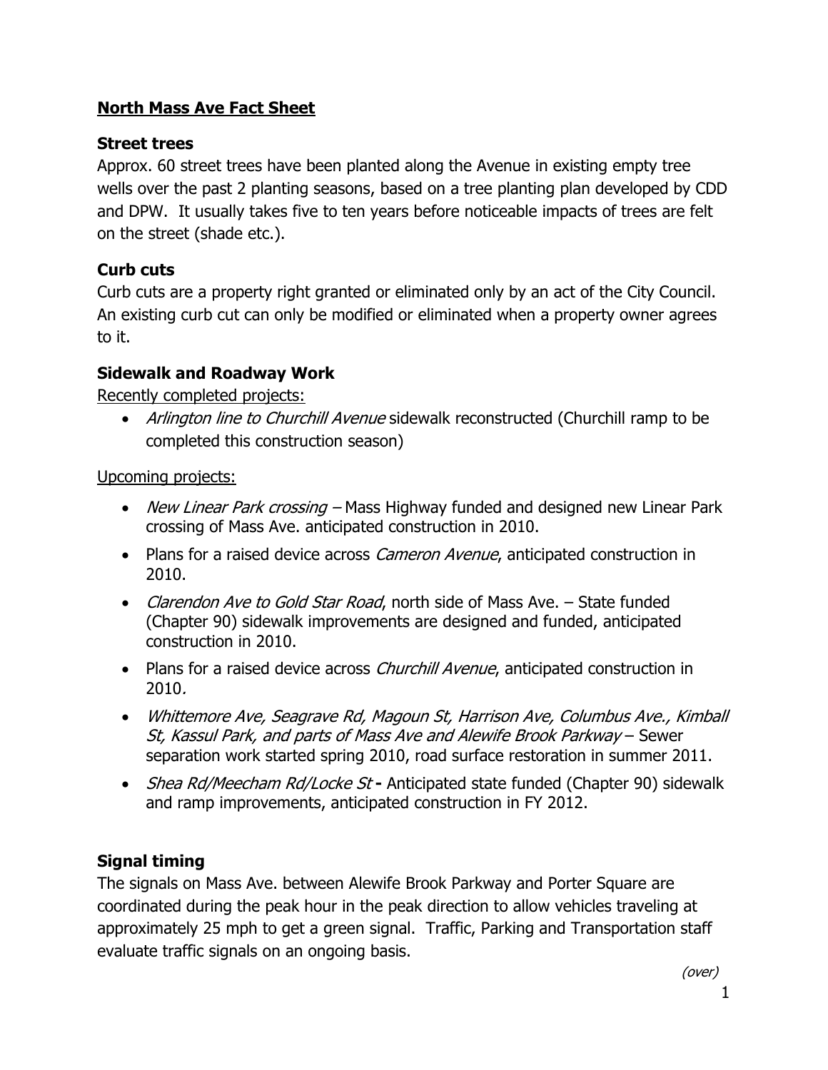# North Mass Ave Fact Sheet

## Street trees

Approx. 60 street trees have been planted along the Avenue in existing empty tree wells over the past 2 planting seasons, based on a tree planting plan developed by CDD and DPW. It usually takes five to ten years before noticeable impacts of trees are felt on the street (shade etc.).

## Curb cuts

Curb cuts are a property right granted or eliminated only by an act of the City Council. An existing curb cut can only be modified or eliminated when a property owner agrees to it.

## Sidewalk and Roadway Work

Recently completed projects:

- *Arlington line to Churchill Avenue* sidewalk reconstructed (Churchill ramp to be completed this construction season)

Upcoming projects:

- *New Linear Park crossing* – Mass Highway funded and designed new Linear Park crossing of Mass Ave. anticipated construction in 2010.
- Plans for a raised device across *Cameron Avenue*, anticipated construction in 2010.
- *Clarendon Ave to Gold Star Road*, north side of Mass Ave. – State funded (Chapter 90) sidewalk improvements are designed and funded, anticipated construction in 2010.
- Plans for a raised device across *Churchill Avenue*, anticipated construction in 2010.
- *Whittemore Ave, Seagrave Rd, Magoun St, Harrison Ave, Columbus Ave., Kimball St, Kassul Park, and parts of Mass Ave and Alewife Brook Parkway* – Sewer separation work started spring 2010, road surface restoration in summer 2011.
- *Shea Rd/Meecham Rd/Locke St* **-** Anticipated state funded (Chapter 90) sidewalk and ramp improvements, anticipated construction in FY 2012.

## Signal timing

The signals on Mass Ave. between Alewife Brook Parkway and Porter Square are coordinated during the peak hour in the peak direction to allow vehicles traveling at approximately 25 mph to get a green signal. Traffic, Parking and Transportation staff evaluate traffic signals on an ongoing basis.

*(over)*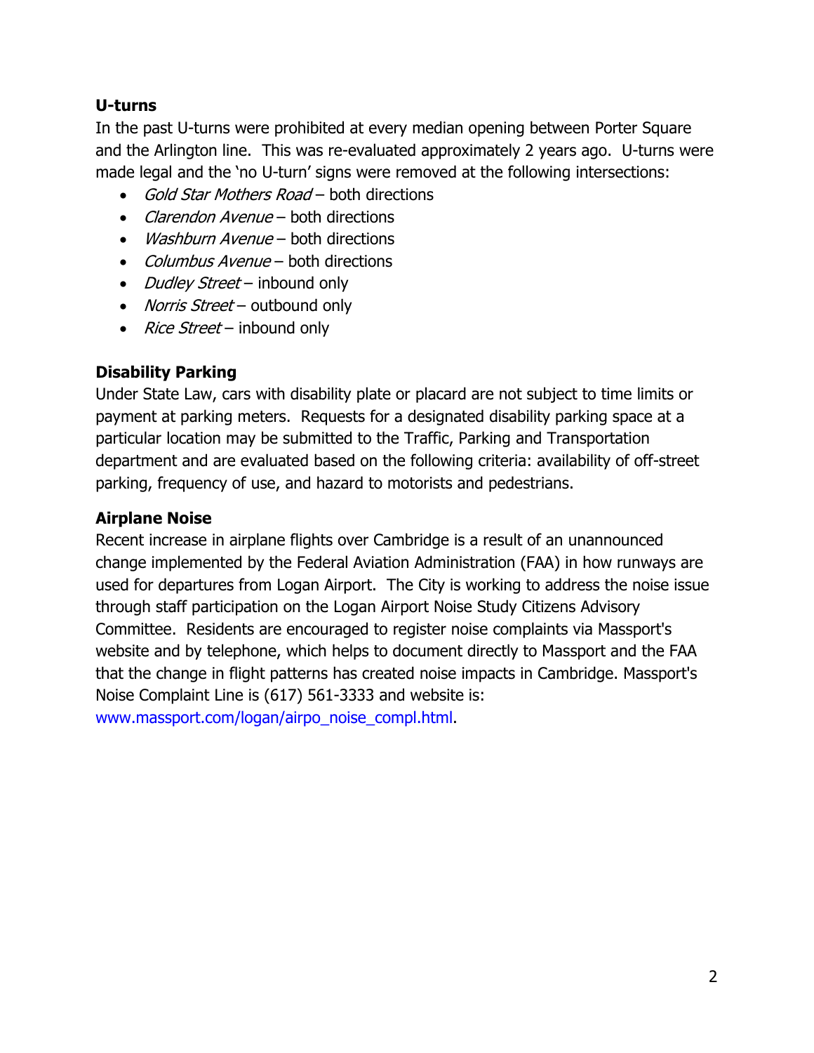### U-turns

In the past U-turns were prohibited at every median opening between Porter Square and the Arlington line. This was re-evaluated approximately 2 years ago. U-turns were made legal and the 'no U-turn' signs were removed at the following intersections:

- *Gold Star Mothers Road* – both directions
- *Clarendon Avenue* – both directions
- *Washburn Avenue* – both directions
- *Columbus Avenue* – both directions
- *Dudley Street* – inbound only
- *Norris Street* – outbound only
- *Rice Street* – inbound only

### Disability Parking

Under State Law, cars with disability plate or placard are not subject to time limits or payment at parking meters. Requests for a designated disability parking space at a particular location may be submitted to the Traffic, Parking and Transportation department and are evaluated based on the following criteria: availability of off-street parking, frequency of use, and hazard to motorists and pedestrians.

### Airplane Noise

Recent increase in airplane flights over Cambridge is a result of an unannounced change implemented by the Federal Aviation Administration (FAA) in how runways are used for departures from Logan Airport. The City is working to address the noise issue through staff participation on the Logan Airport Noise Study Citizens Advisory Committee. Residents are encouraged to register noise complaints via Massport's website and by telephone, which helps to document directly to Massport and the FAA that the change in flight patterns has created noise impacts in Cambridge. Massport's Noise Complaint Line is (617) 561-3333 and website is: www.massport.com/logan/airpo_noise_compl.html.